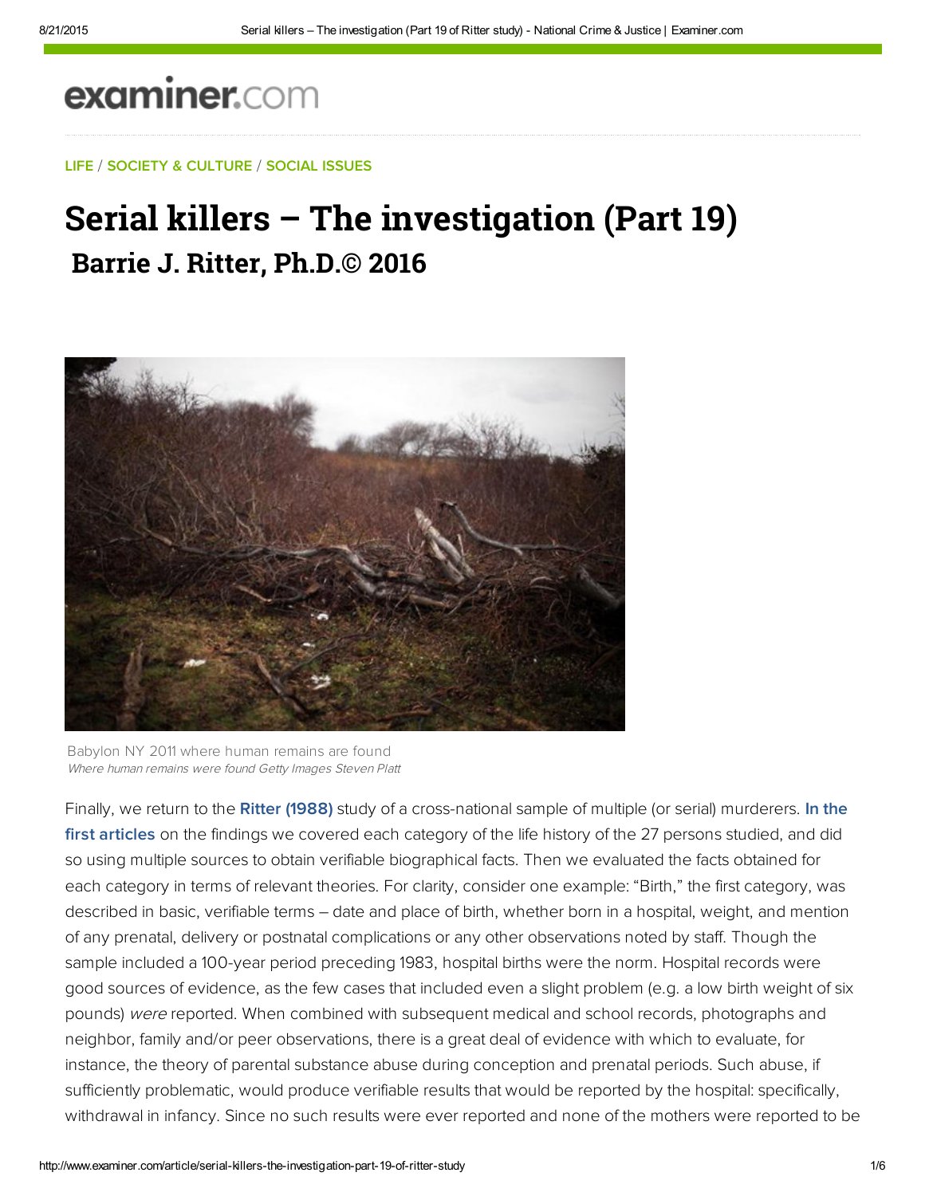examiner.com

LIFE / SOCIETY & CULTURE / SOCIAL ISSUES

# Serial killers – The investigation (Part 19)

## Barrie J. Ritter, Ph.D.© 2016

Babylon NY 2011 where human remains are found
*Where human remains were found Getty Images Steven Platt*

Finally, we return to the **Ritter (1988)** study of a cross-national sample of multiple (or serial) murderers. **In the first articles** on the findings we covered each category of the life history of the 27 persons studied, and did so using multiple sources to obtain verifiable biographical facts. Then we evaluated the facts obtained for each category in terms of relevant theories. For clarity, consider one example: "Birth," the first category, was described in basic, verifiable terms – date and place of birth, whether born in a hospital, weight, and mention of any prenatal, delivery or postnatal complications or any other observations noted by staff. Though the sample included a 100-year period preceding 1983, hospital births were the norm. Hospital records were good sources of evidence, as the few cases that included even a slight problem (e.g. a low birth weight of six pounds) *were* reported. When combined with subsequent medical and school records, photographs and neighbor, family and/or peer observations, there is a great deal of evidence with which to evaluate, for instance, the theory of parental substance abuse during conception and prenatal periods. Such abuse, if sufficiently problematic, would produce verifiable results that would be reported by the hospital: specifically, withdrawal in infancy. Since no such results were ever reported and none of the mothers were reported to be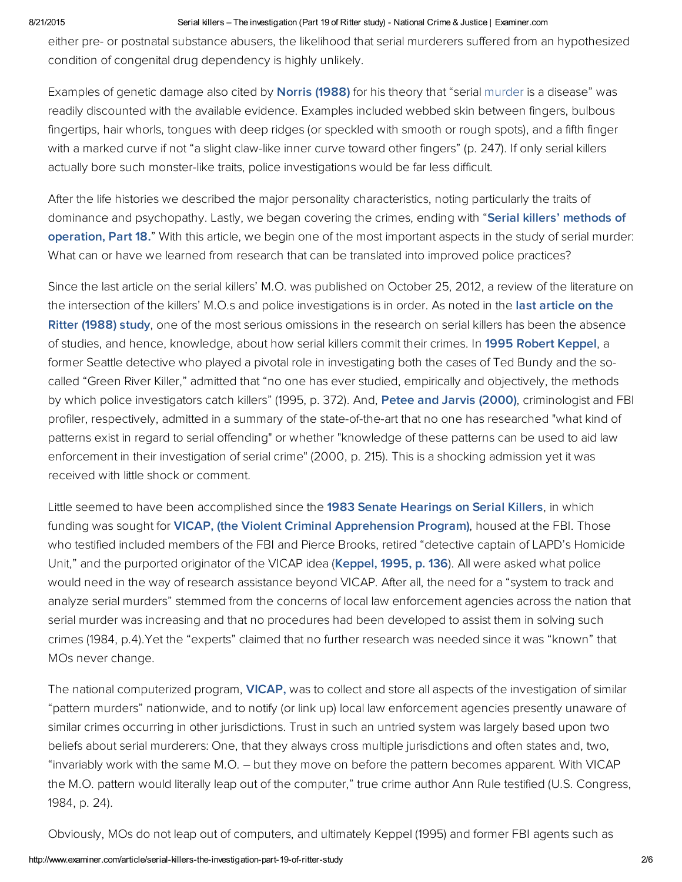either pre- or postnatal substance abusers, the likelihood that serial murderers suffered from an hypothesized condition of congenital drug dependency is highly unlikely.

Examples of genetic damage also cited by **Norris (1988)** for his theory that "serial murder is a disease" was readily discounted with the available evidence. Examples included webbed skin between fingers, bulbous fingertips, hair whorls, tongues with deep ridges (or speckled with smooth or rough spots), and a fifth finger with a marked curve if not "a slight claw-like inner curve toward other fingers" (p. 247). If only serial killers actually bore such monster-like traits, police investigations would be far less difficult.

After the life histories we described the major personality characteristics, noting particularly the traits of dominance and psychopathy. Lastly, we began covering the crimes, ending with "**Serial killers' methods of operation, Part 18.**" With this article, we begin one of the most important aspects in the study of serial murder: What can or have we learned from research that can be translated into improved police practices?

Since the last article on the serial killers' M.O. was published on October 25, 2012, a review of the literature on the intersection of the killers' M.O.s and police investigations is in order. As noted in the **last article on the Ritter (1988) study**, one of the most serious omissions in the research on serial killers has been the absence of studies, and hence, knowledge, about how serial killers commit their crimes. In **1995 Robert Keppel**, a former Seattle detective who played a pivotal role in investigating both the cases of Ted Bundy and the so-called "Green River Killer," admitted that "no one has ever studied, empirically and objectively, the methods by which police investigators catch killers" (1995, p. 372). And, **Petee and Jarvis (2000)**, criminologist and FBI profiler, respectively, admitted in a summary of the state-of-the-art that no one has researched "what kind of patterns exist in regard to serial offending" or whether "knowledge of these patterns can be used to aid law enforcement in their investigation of serial crime" (2000, p. 215). This is a shocking admission yet it was received with little shock or comment.

Little seemed to have been accomplished since the **1983 Senate Hearings on Serial Killers**, in which funding was sought for **VICAP, (the Violent Criminal Apprehension Program)**, housed at the FBI. Those who testified included members of the FBI and Pierce Brooks, retired "detective captain of LAPD's Homicide Unit," and the purported originator of the VICAP idea (**Keppel, 1995, p. 136**). All were asked what police would need in the way of research assistance beyond VICAP. After all, the need for a "system to track and analyze serial murders" stemmed from the concerns of local law enforcement agencies across the nation that serial murder was increasing and that no procedures had been developed to assist them in solving such crimes (1984, p.4).Yet the "experts" claimed that no further research was needed since it was "known" that MOs never change.

The national computerized program, **VICAP,** was to collect and store all aspects of the investigation of similar "pattern murders" nationwide, and to notify (or link up) local law enforcement agencies presently unaware of similar crimes occurring in other jurisdictions. Trust in such an untried system was largely based upon two beliefs about serial murderers: One, that they always cross multiple jurisdictions and often states and, two, "invariably work with the same M.O. – but they move on before the pattern becomes apparent. With VICAP the M.O. pattern would literally leap out of the computer," true crime author Ann Rule testified (U.S. Congress, 1984, p. 24).

Obviously, MOs do not leap out of computers, and ultimately Keppel (1995) and former FBI agents such as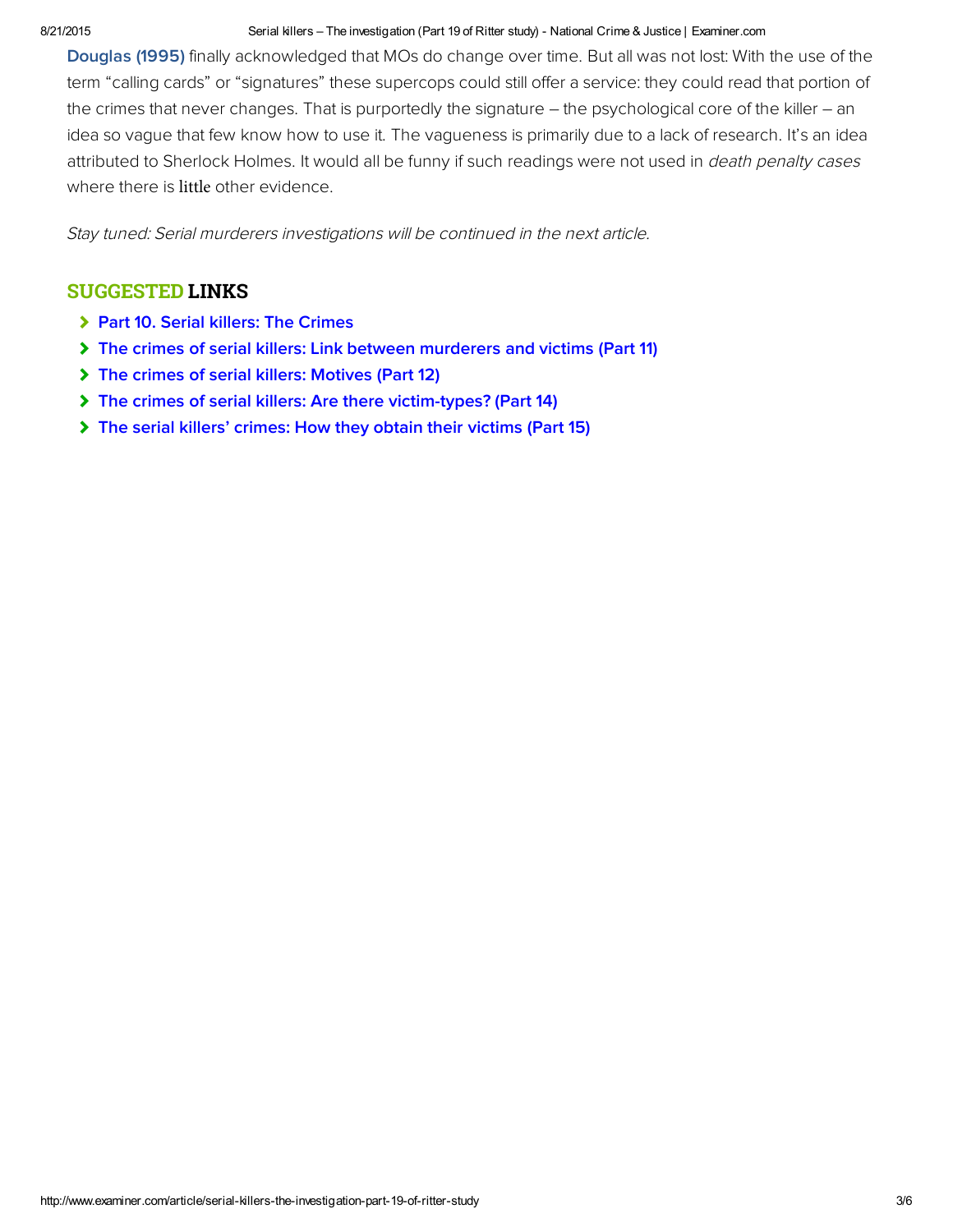**Douglas (1995)** finally acknowledged that MOs do change over time. But all was not lost: With the use of the term "calling cards" or "signatures" these supercops could still offer a service: they could read that portion of the crimes that never changes. That is purportedly the signature – the psychological core of the killer – an idea so vague that few know how to use it. The vagueness is primarily due to a lack of research. It's an idea attributed to Sherlock Holmes. It would all be funny if such readings were not used in *death penalty cases* where there is little other evidence.

*Stay tuned: Serial murderers investigations will be continued in the next article*.

## SUGGESTED LINKS

- Part 10. Serial killers: The Crimes
- The crimes of serial killers: Link between murderers and victims (Part 11)
- The crimes of serial killers: Motives (Part 12)
- The crimes of serial killers: Are there victim-types? (Part 14)
- The serial killers' crimes: How they obtain their victims (Part 15)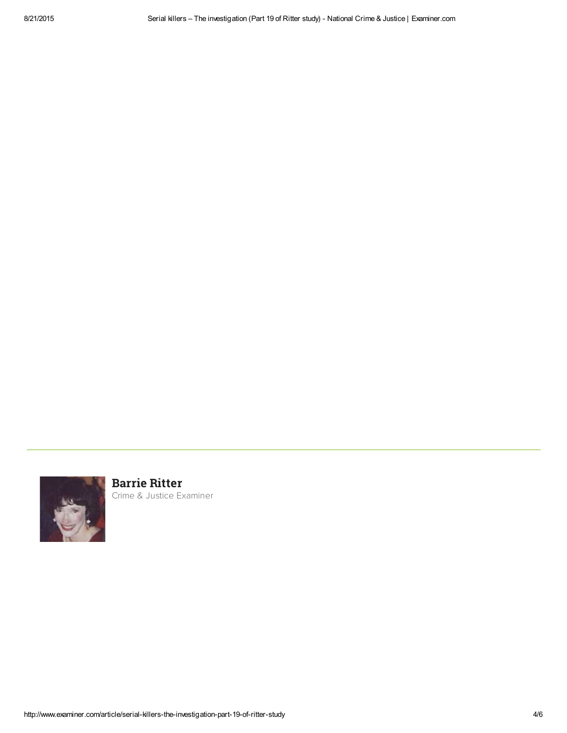**Barrie Ritter**
Crime & Justice Examiner